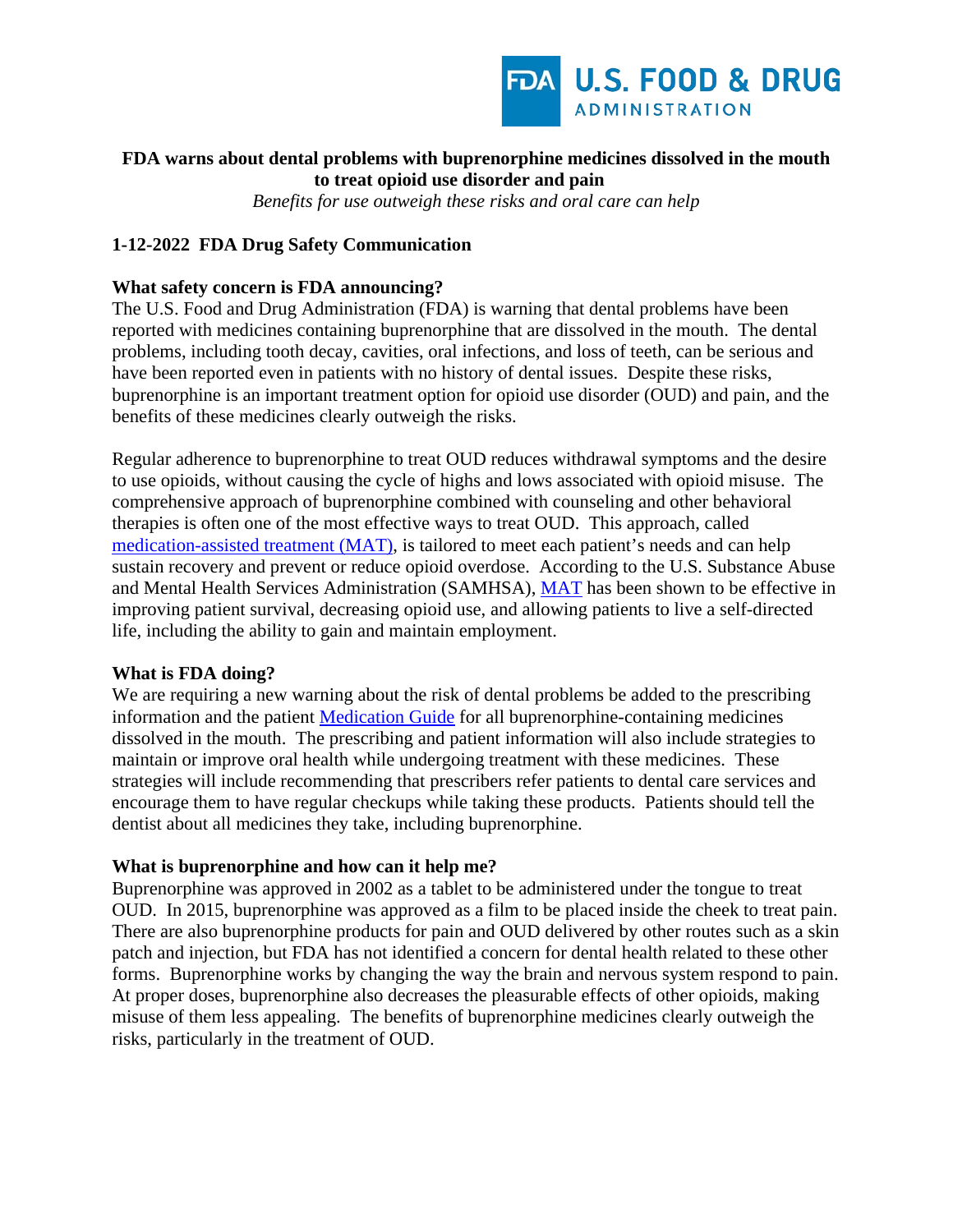U.S. FOOD & DRUG ADMINISTRATION

# FDA warns about dental problems with buprenorphine medicines dissolved in the mouth to treat opioid use disorder and pain

*Benefits for use outweigh these risks and oral care can help*

## 1-12-2022 FDA Drug Safety Communication

### What safety concern is FDA announcing?

The U.S. Food and Drug Administration (FDA) is warning that dental problems have been reported with medicines containing buprenorphine that are dissolved in the mouth. The dental problems, including tooth decay, cavities, oral infections, and loss of teeth, can be serious and have been reported even in patients with no history of dental issues. Despite these risks, buprenorphine is an important treatment option for opioid use disorder (OUD) and pain, and the benefits of these medicines clearly outweigh the risks.

Regular adherence to buprenorphine to treat OUD reduces withdrawal symptoms and the desire to use opioids, without causing the cycle of highs and lows associated with opioid misuse. The comprehensive approach of buprenorphine combined with counseling and other behavioral therapies is often one of the most effective ways to treat OUD. This approach, called medication-assisted treatment (MAT), is tailored to meet each patient's needs and can help sustain recovery and prevent or reduce opioid overdose. According to the U.S. Substance Abuse and Mental Health Services Administration (SAMHSA), MAT has been shown to be effective in improving patient survival, decreasing opioid use, and allowing patients to live a self-directed life, including the ability to gain and maintain employment.

### What is FDA doing?

We are requiring a new warning about the risk of dental problems be added to the prescribing information and the patient Medication Guide for all buprenorphine-containing medicines dissolved in the mouth. The prescribing and patient information will also include strategies to maintain or improve oral health while undergoing treatment with these medicines. These strategies will include recommending that prescribers refer patients to dental care services and encourage them to have regular checkups while taking these products. Patients should tell the dentist about all medicines they take, including buprenorphine.

### What is buprenorphine and how can it help me?

Buprenorphine was approved in 2002 as a tablet to be administered under the tongue to treat OUD. In 2015, buprenorphine was approved as a film to be placed inside the cheek to treat pain. There are also buprenorphine products for pain and OUD delivered by other routes such as a skin patch and injection, but FDA has not identified a concern for dental health related to these other forms. Buprenorphine works by changing the way the brain and nervous system respond to pain. At proper doses, buprenorphine also decreases the pleasurable effects of other opioids, making misuse of them less appealing. The benefits of buprenorphine medicines clearly outweigh the risks, particularly in the treatment of OUD.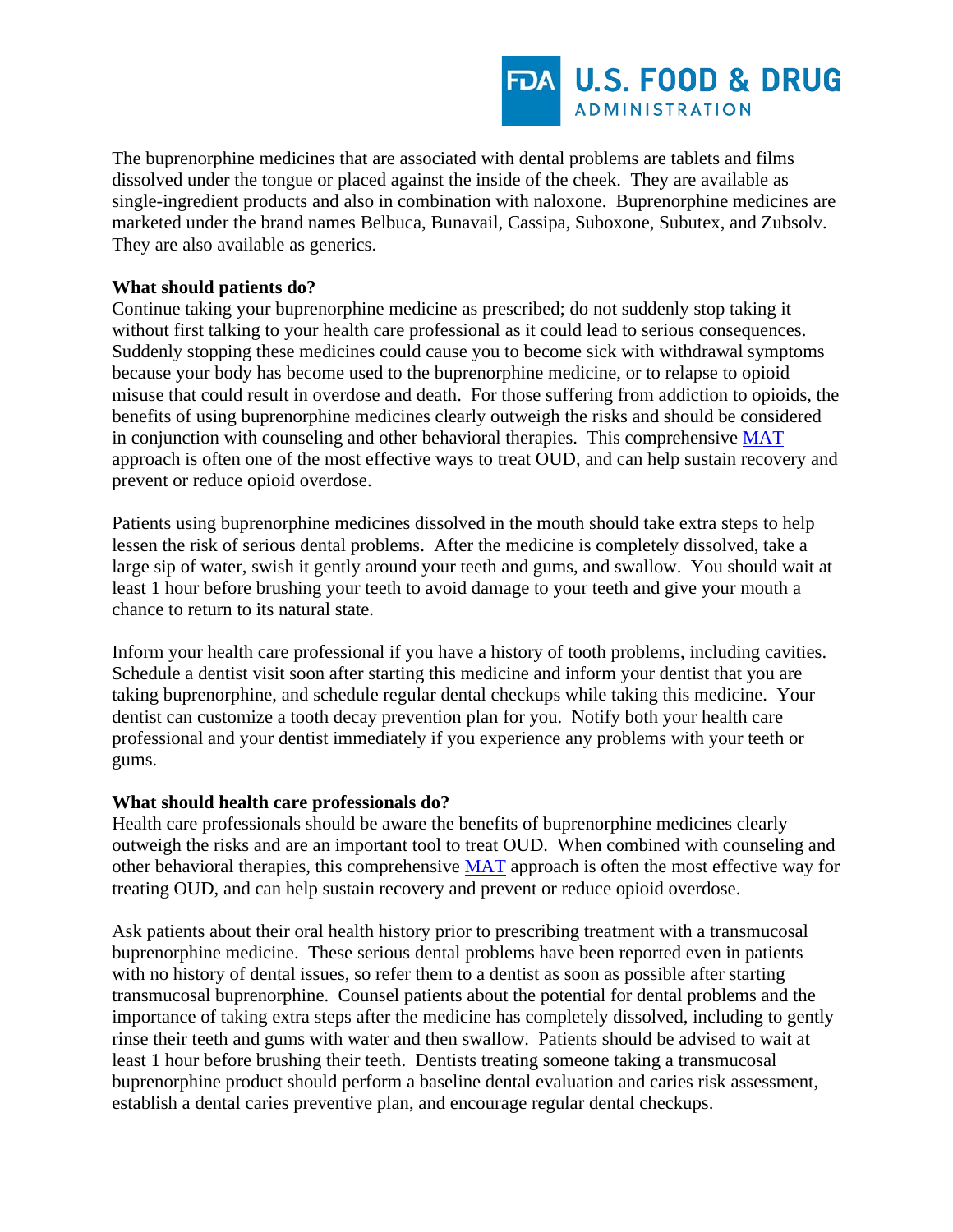The buprenorphine medicines that are associated with dental problems are tablets and films dissolved under the tongue or placed against the inside of the cheek. They are available as single-ingredient products and also in combination with naloxone. Buprenorphine medicines are marketed under the brand names Belbuca, Bunavail, Cassipa, Suboxone, Subutex, and Zubsolv. They are also available as generics.

**What should patients do?**

Continue taking your buprenorphine medicine as prescribed; do not suddenly stop taking it without first talking to your health care professional as it could lead to serious consequences. Suddenly stopping these medicines could cause you to become sick with withdrawal symptoms because your body has become used to the buprenorphine medicine, or to relapse to opioid misuse that could result in overdose and death. For those suffering from addiction to opioids, the benefits of using buprenorphine medicines clearly outweigh the risks and should be considered in conjunction with counseling and other behavioral therapies. This comprehensive MAT approach is often one of the most effective ways to treat OUD, and can help sustain recovery and prevent or reduce opioid overdose.

Patients using buprenorphine medicines dissolved in the mouth should take extra steps to help lessen the risk of serious dental problems. After the medicine is completely dissolved, take a large sip of water, swish it gently around your teeth and gums, and swallow. You should wait at least 1 hour before brushing your teeth to avoid damage to your teeth and give your mouth a chance to return to its natural state.

Inform your health care professional if you have a history of tooth problems, including cavities. Schedule a dentist visit soon after starting this medicine and inform your dentist that you are taking buprenorphine, and schedule regular dental checkups while taking this medicine. Your dentist can customize a tooth decay prevention plan for you. Notify both your health care professional and your dentist immediately if you experience any problems with your teeth or gums.

**What should health care professionals do?**

Health care professionals should be aware the benefits of buprenorphine medicines clearly outweigh the risks and are an important tool to treat OUD. When combined with counseling and other behavioral therapies, this comprehensive MAT approach is often the most effective way for treating OUD, and can help sustain recovery and prevent or reduce opioid overdose.

Ask patients about their oral health history prior to prescribing treatment with a transmucosal buprenorphine medicine. These serious dental problems have been reported even in patients with no history of dental issues, so refer them to a dentist as soon as possible after starting transmucosal buprenorphine. Counsel patients about the potential for dental problems and the importance of taking extra steps after the medicine has completely dissolved, including to gently rinse their teeth and gums with water and then swallow. Patients should be advised to wait at least 1 hour before brushing their teeth. Dentists treating someone taking a transmucosal buprenorphine product should perform a baseline dental evaluation and caries risk assessment, establish a dental caries preventive plan, and encourage regular dental checkups.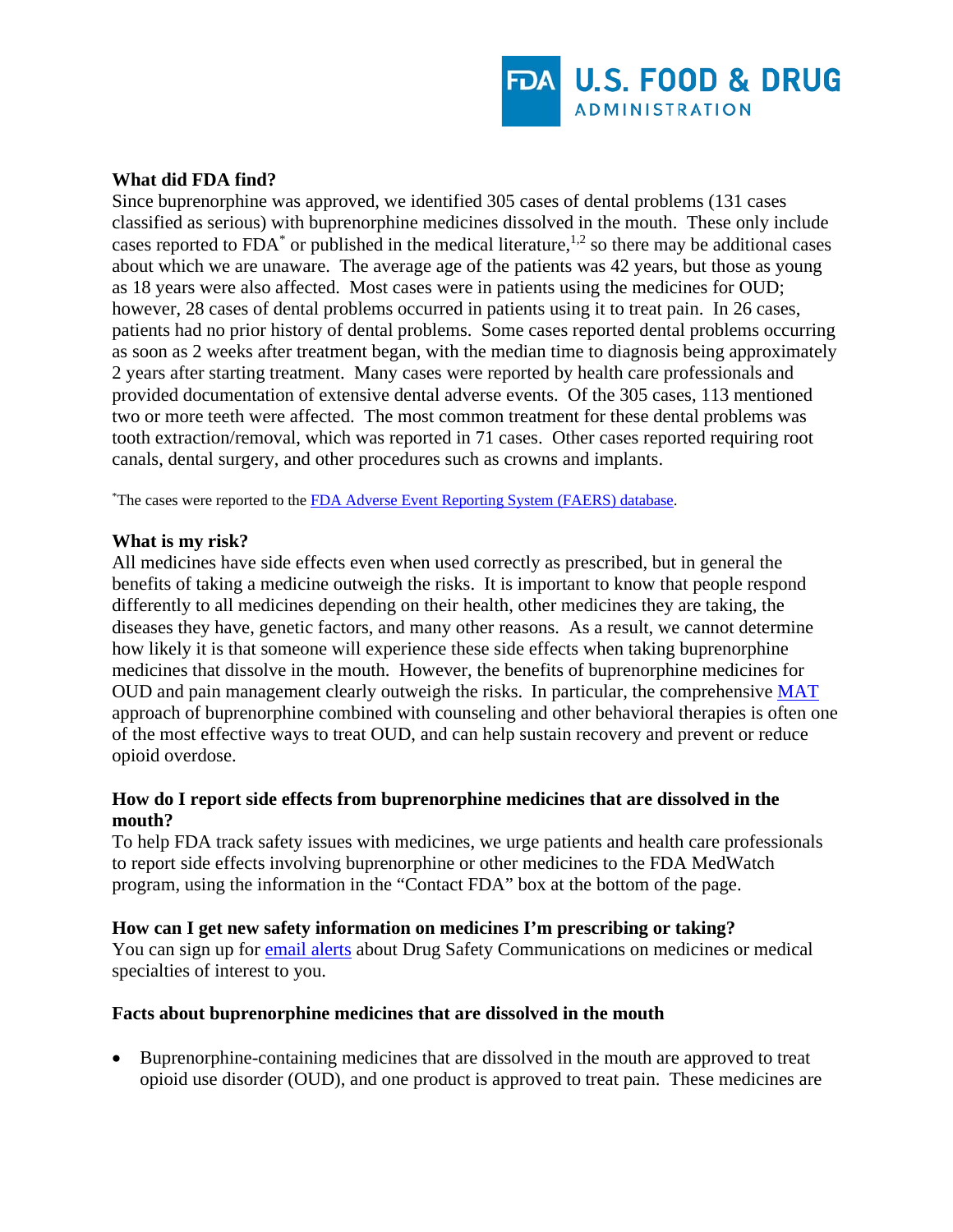### What did FDA find?

Since buprenorphine was approved, we identified 305 cases of dental problems (131 cases classified as serious) with buprenorphine medicines dissolved in the mouth. These only include cases reported to FDA* or published in the medical literature,[1,2] so there may be additional cases about which we are unaware. The average age of the patients was 42 years, but those as young as 18 years were also affected. Most cases were in patients using the medicines for OUD; however, 28 cases of dental problems occurred in patients using it to treat pain. In 26 cases, patients had no prior history of dental problems. Some cases reported dental problems occurring as soon as 2 weeks after treatment began, with the median time to diagnosis being approximately 2 years after starting treatment. Many cases were reported by health care professionals and provided documentation of extensive dental adverse events. Of the 305 cases, 113 mentioned two or more teeth were affected. The most common treatment for these dental problems was tooth extraction/removal, which was reported in 71 cases. Other cases reported requiring root canals, dental surgery, and other procedures such as crowns and implants.

*The cases were reported to the FDA Adverse Event Reporting System (FAERS) database.

### What is my risk?

All medicines have side effects even when used correctly as prescribed, but in general the benefits of taking a medicine outweigh the risks. It is important to know that people respond differently to all medicines depending on their health, other medicines they are taking, the diseases they have, genetic factors, and many other reasons. As a result, we cannot determine how likely it is that someone will experience these side effects when taking buprenorphine medicines that dissolve in the mouth. However, the benefits of buprenorphine medicines for OUD and pain management clearly outweigh the risks. In particular, the comprehensive MAT approach of buprenorphine combined with counseling and other behavioral therapies is often one of the most effective ways to treat OUD, and can help sustain recovery and prevent or reduce opioid overdose.

### How do I report side effects from buprenorphine medicines that are dissolved in the mouth?

To help FDA track safety issues with medicines, we urge patients and health care professionals to report side effects involving buprenorphine or other medicines to the FDA MedWatch program, using the information in the "Contact FDA" box at the bottom of the page.

### How can I get new safety information on medicines I'm prescribing or taking?

You can sign up for email alerts about Drug Safety Communications on medicines or medical specialties of interest to you.

### Facts about buprenorphine medicines that are dissolved in the mouth

- Buprenorphine-containing medicines that are dissolved in the mouth are approved to treat opioid use disorder (OUD), and one product is approved to treat pain. These medicines are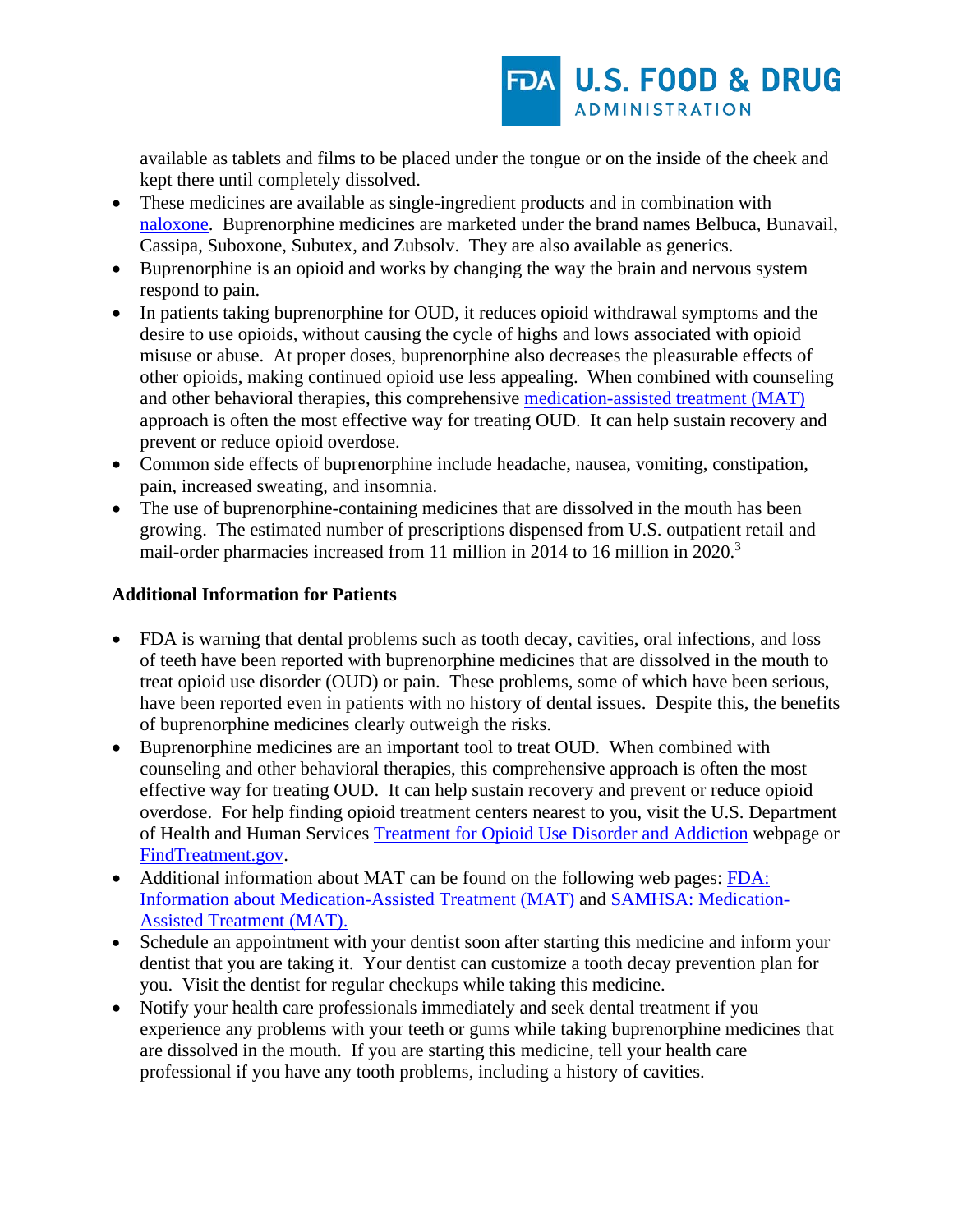available as tablets and films to be placed under the tongue or on the inside of the cheek and kept there until completely dissolved.

- These medicines are available as single-ingredient products and in combination with naloxone. Buprenorphine medicines are marketed under the brand names Belbuca, Bunavail, Cassipa, Suboxone, Subutex, and Zubsolv. They are also available as generics.
- Buprenorphine is an opioid and works by changing the way the brain and nervous system respond to pain.
- In patients taking buprenorphine for OUD, it reduces opioid withdrawal symptoms and the desire to use opioids, without causing the cycle of highs and lows associated with opioid misuse or abuse. At proper doses, buprenorphine also decreases the pleasurable effects of other opioids, making continued opioid use less appealing. When combined with counseling and other behavioral therapies, this comprehensive medication-assisted treatment (MAT) approach is often the most effective way for treating OUD. It can help sustain recovery and prevent or reduce opioid overdose.
- Common side effects of buprenorphine include headache, nausea, vomiting, constipation, pain, increased sweating, and insomnia.
- The use of buprenorphine-containing medicines that are dissolved in the mouth has been growing. The estimated number of prescriptions dispensed from U.S. outpatient retail and mail-order pharmacies increased from 11 million in 2014 to 16 million in 2020.[3]

**Additional Information for Patients**

- FDA is warning that dental problems such as tooth decay, cavities, oral infections, and loss of teeth have been reported with buprenorphine medicines that are dissolved in the mouth to treat opioid use disorder (OUD) or pain. These problems, some of which have been serious, have been reported even in patients with no history of dental issues. Despite this, the benefits of buprenorphine medicines clearly outweigh the risks.
- Buprenorphine medicines are an important tool to treat OUD. When combined with counseling and other behavioral therapies, this comprehensive approach is often the most effective way for treating OUD. It can help sustain recovery and prevent or reduce opioid overdose. For help finding opioid treatment centers nearest to you, visit the U.S. Department of Health and Human Services Treatment for Opioid Use Disorder and Addiction webpage or FindTreatment.gov.
- Additional information about MAT can be found on the following web pages: FDA: Information about Medication-Assisted Treatment (MAT) and SAMHSA: Medication-Assisted Treatment (MAT).
- Schedule an appointment with your dentist soon after starting this medicine and inform your dentist that you are taking it. Your dentist can customize a tooth decay prevention plan for you. Visit the dentist for regular checkups while taking this medicine.
- Notify your health care professionals immediately and seek dental treatment if you experience any problems with your teeth or gums while taking buprenorphine medicines that are dissolved in the mouth. If you are starting this medicine, tell your health care professional if you have any tooth problems, including a history of cavities.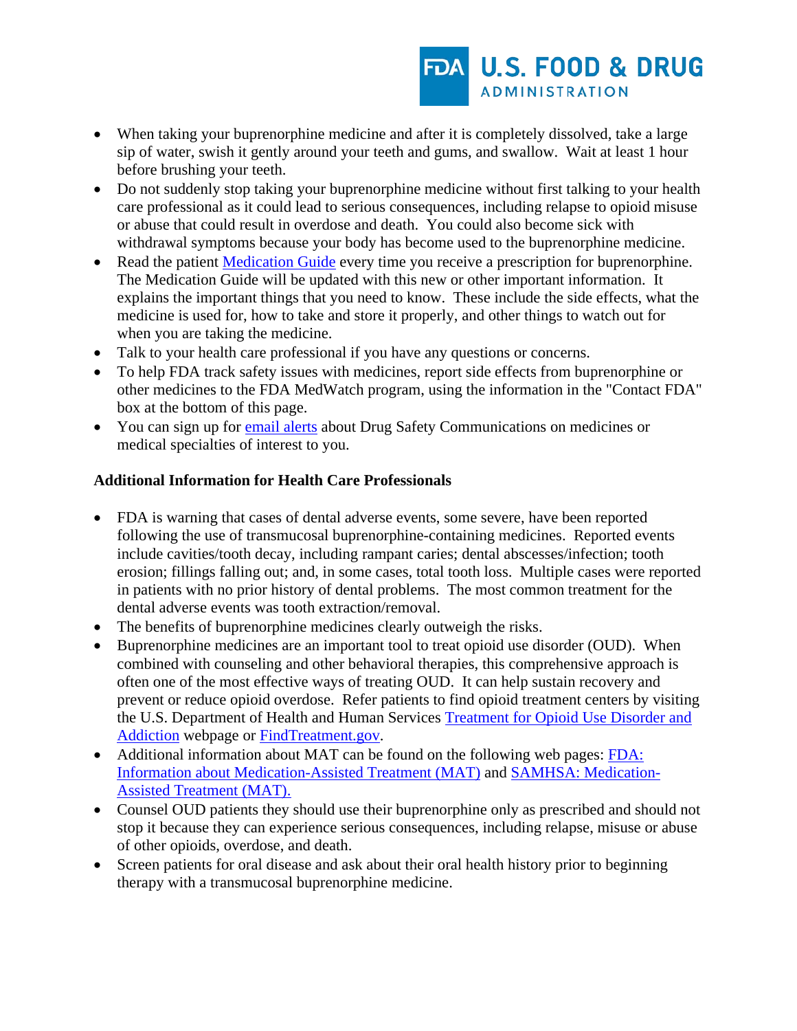- When taking your buprenorphine medicine and after it is completely dissolved, take a large sip of water, swish it gently around your teeth and gums, and swallow. Wait at least 1 hour before brushing your teeth.
- Do not suddenly stop taking your buprenorphine medicine without first talking to your health care professional as it could lead to serious consequences, including relapse to opioid misuse or abuse that could result in overdose and death. You could also become sick with withdrawal symptoms because your body has become used to the buprenorphine medicine.
- Read the patient Medication Guide every time you receive a prescription for buprenorphine. The Medication Guide will be updated with this new or other important information. It explains the important things that you need to know. These include the side effects, what the medicine is used for, how to take and store it properly, and other things to watch out for when you are taking the medicine.
- Talk to your health care professional if you have any questions or concerns.
- To help FDA track safety issues with medicines, report side effects from buprenorphine or other medicines to the FDA MedWatch program, using the information in the "Contact FDA" box at the bottom of this page.
- You can sign up for email alerts about Drug Safety Communications on medicines or medical specialties of interest to you.

**Additional Information for Health Care Professionals**

- FDA is warning that cases of dental adverse events, some severe, have been reported following the use of transmucosal buprenorphine-containing medicines. Reported events include cavities/tooth decay, including rampant caries; dental abscesses/infection; tooth erosion; fillings falling out; and, in some cases, total tooth loss. Multiple cases were reported in patients with no prior history of dental problems. The most common treatment for the dental adverse events was tooth extraction/removal.
- The benefits of buprenorphine medicines clearly outweigh the risks.
- Buprenorphine medicines are an important tool to treat opioid use disorder (OUD). When combined with counseling and other behavioral therapies, this comprehensive approach is often one of the most effective ways of treating OUD. It can help sustain recovery and prevent or reduce opioid overdose. Refer patients to find opioid treatment centers by visiting the U.S. Department of Health and Human Services Treatment for Opioid Use Disorder and Addiction webpage or FindTreatment.gov.
- Additional information about MAT can be found on the following web pages: FDA: Information about Medication-Assisted Treatment (MAT) and SAMHSA: Medication-Assisted Treatment (MAT).
- Counsel OUD patients they should use their buprenorphine only as prescribed and should not stop it because they can experience serious consequences, including relapse, misuse or abuse of other opioids, overdose, and death.
- Screen patients for oral disease and ask about their oral health history prior to beginning therapy with a transmucosal buprenorphine medicine.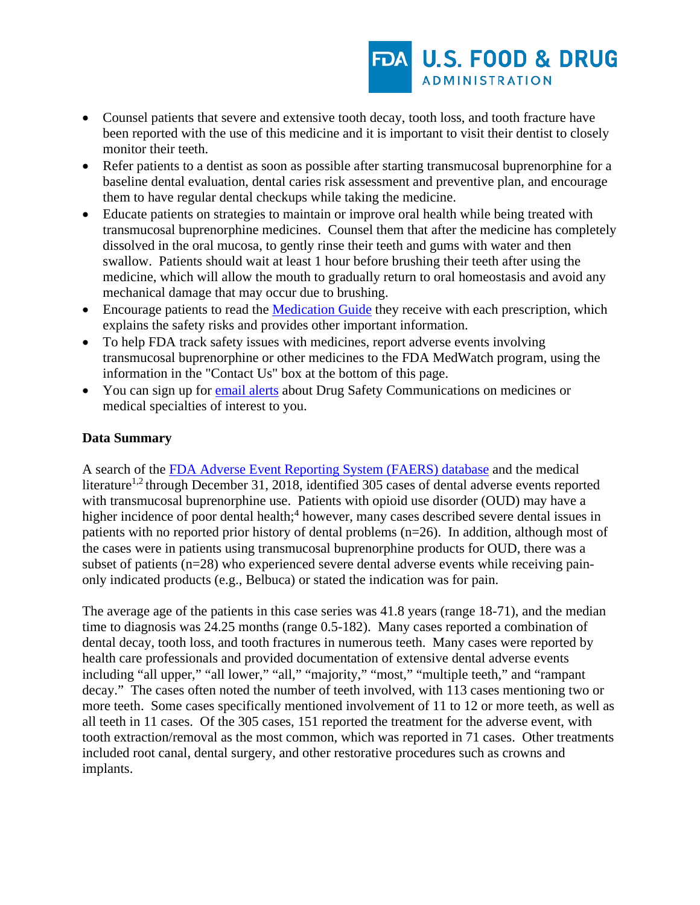- Counsel patients that severe and extensive tooth decay, tooth loss, and tooth fracture have been reported with the use of this medicine and it is important to visit their dentist to closely monitor their teeth.
- Refer patients to a dentist as soon as possible after starting transmucosal buprenorphine for a baseline dental evaluation, dental caries risk assessment and preventive plan, and encourage them to have regular dental checkups while taking the medicine.
- Educate patients on strategies to maintain or improve oral health while being treated with transmucosal buprenorphine medicines. Counsel them that after the medicine has completely dissolved in the oral mucosa, to gently rinse their teeth and gums with water and then swallow. Patients should wait at least 1 hour before brushing their teeth after using the medicine, which will allow the mouth to gradually return to oral homeostasis and avoid any mechanical damage that may occur due to brushing.
- Encourage patients to read the [Medication Guide]() they receive with each prescription, which explains the safety risks and provides other important information.
- To help FDA track safety issues with medicines, report adverse events involving transmucosal buprenorphine or other medicines to the FDA MedWatch program, using the information in the "Contact Us" box at the bottom of this page.
- You can sign up for [email alerts]() about Drug Safety Communications on medicines or medical specialties of interest to you.

**Data Summary**

A search of the [FDA Adverse Event Reporting System (FAERS) database]() and the medical literature[1,2] through December 31, 2018, identified 305 cases of dental adverse events reported with transmucosal buprenorphine use. Patients with opioid use disorder (OUD) may have a higher incidence of poor dental health;[4] however, many cases described severe dental issues in patients with no reported prior history of dental problems (n=26). In addition, although most of the cases were in patients using transmucosal buprenorphine products for OUD, there was a subset of patients (n=28) who experienced severe dental adverse events while receiving pain-only indicated products (e.g., Belbuca) or stated the indication was for pain.

The average age of the patients in this case series was 41.8 years (range 18-71), and the median time to diagnosis was 24.25 months (range 0.5-182). Many cases reported a combination of dental decay, tooth loss, and tooth fractures in numerous teeth. Many cases were reported by health care professionals and provided documentation of extensive dental adverse events including "all upper," "all lower," "all," "majority," "most," "multiple teeth," and "rampant decay." The cases often noted the number of teeth involved, with 113 cases mentioning two or more teeth. Some cases specifically mentioned involvement of 11 to 12 or more teeth, as well as all teeth in 11 cases. Of the 305 cases, 151 reported the treatment for the adverse event, with tooth extraction/removal as the most common, which was reported in 71 cases. Other treatments included root canal, dental surgery, and other restorative procedures such as crowns and implants.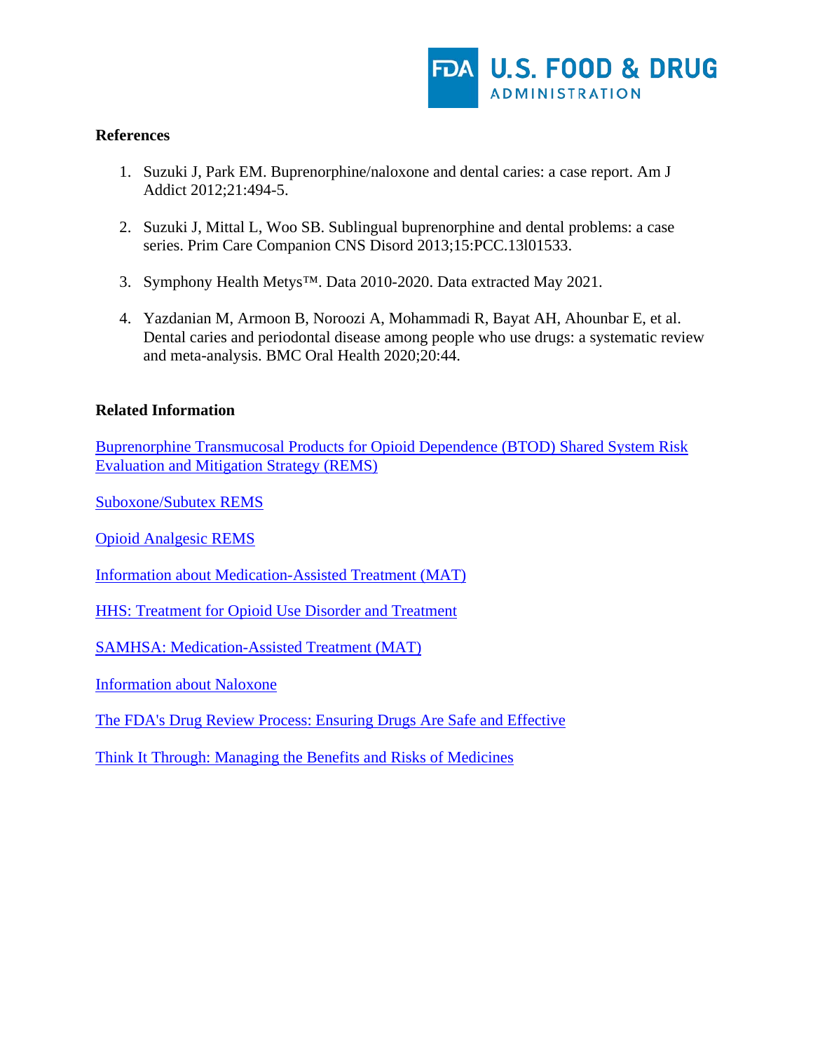## References

1. Suzuki J, Park EM. Buprenorphine/naloxone and dental caries: a case report. Am J Addict 2012;21:494-5.

2. Suzuki J, Mittal L, Woo SB. Sublingual buprenorphine and dental problems: a case series. Prim Care Companion CNS Disord 2013;15:PCC.13l01533.

3. Symphony Health Metys™. Data 2010-2020. Data extracted May 2021.

4. Yazdanian M, Armoon B, Noroozi A, Mohammadi R, Bayat AH, Ahounbar E, et al. Dental caries and periodontal disease among people who use drugs: a systematic review and meta-analysis. BMC Oral Health 2020;20:44.

## Related Information

Buprenorphine Transmucosal Products for Opioid Dependence (BTOD) Shared System Risk Evaluation and Mitigation Strategy (REMS)

Suboxone/Subutex REMS

Opioid Analgesic REMS

Information about Medication-Assisted Treatment (MAT)

HHS: Treatment for Opioid Use Disorder and Treatment

SAMHSA: Medication-Assisted Treatment (MAT)

Information about Naloxone

The FDA's Drug Review Process: Ensuring Drugs Are Safe and Effective

Think It Through: Managing the Benefits and Risks of Medicines